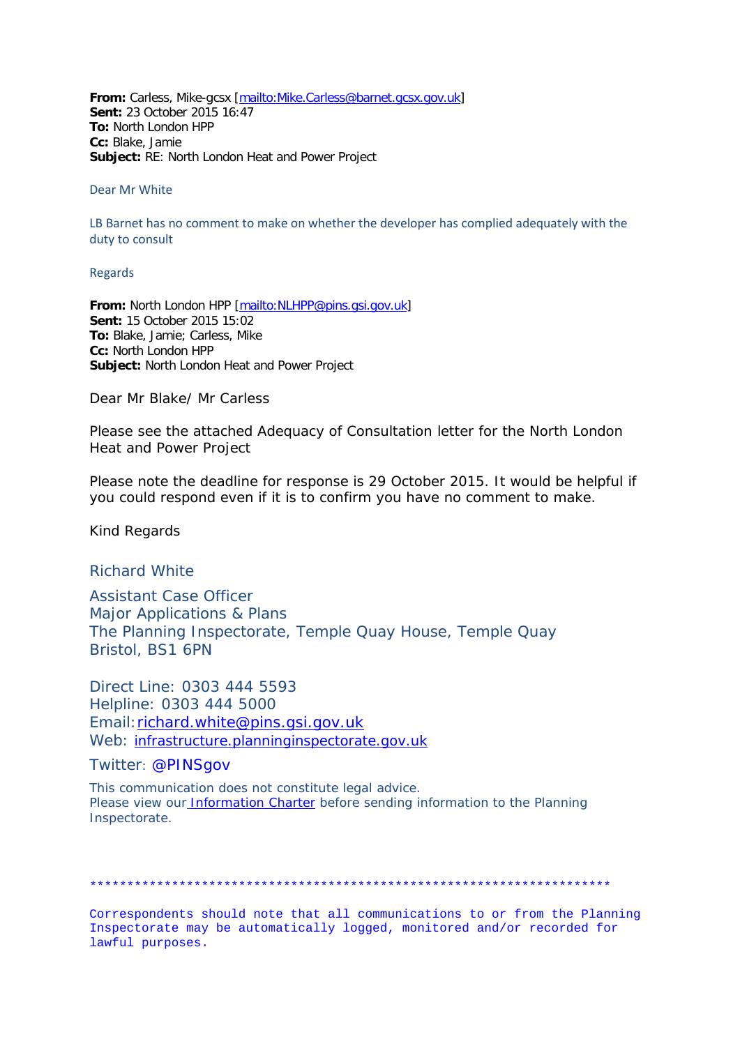**From:** Carless, Mike-gcsx [mailto:Mike.Carless@barnet.gcsx.gov.uk]
**Sent:** 23 October 2015 16:47
**To:** North London HPP
**Cc:** Blake, Jamie
**Subject:** RE: North London Heat and Power Project

Dear Mr White

LB Barnet has no comment to make on whether the developer has complied adequately with the duty to consult

Regards

**From:** North London HPP [mailto:NLHPP@pins.gsi.gov.uk]
**Sent:** 15 October 2015 15:02
**To:** Blake, Jamie; Carless, Mike
**Cc:** North London HPP
**Subject:** North London Heat and Power Project

Dear Mr Blake/ Mr Carless

Please see the attached Adequacy of Consultation letter for the North London Heat and Power Project

Please note the deadline for response is 29 October 2015. It would be helpful if you could respond even if it is to confirm you have no comment to make.

Kind Regards

Richard White

Assistant Case Officer
Major Applications & Plans
The Planning Inspectorate, Temple Quay House, Temple Quay
Bristol, BS1 6PN

Direct Line: 0303 444 5593
Helpline: 0303 444 5000
Email: richard.white@pins.gsi.gov.uk
Web: infrastructure.planninginspectorate.gov.uk

Twitter: @PINSgov

This communication does not constitute legal advice.
Please view our Information Charter before sending information to the Planning Inspectorate.

**********************************************************************

Correspondents should note that all communications to or from the Planning Inspectorate may be automatically logged, monitored and/or recorded for lawful purposes.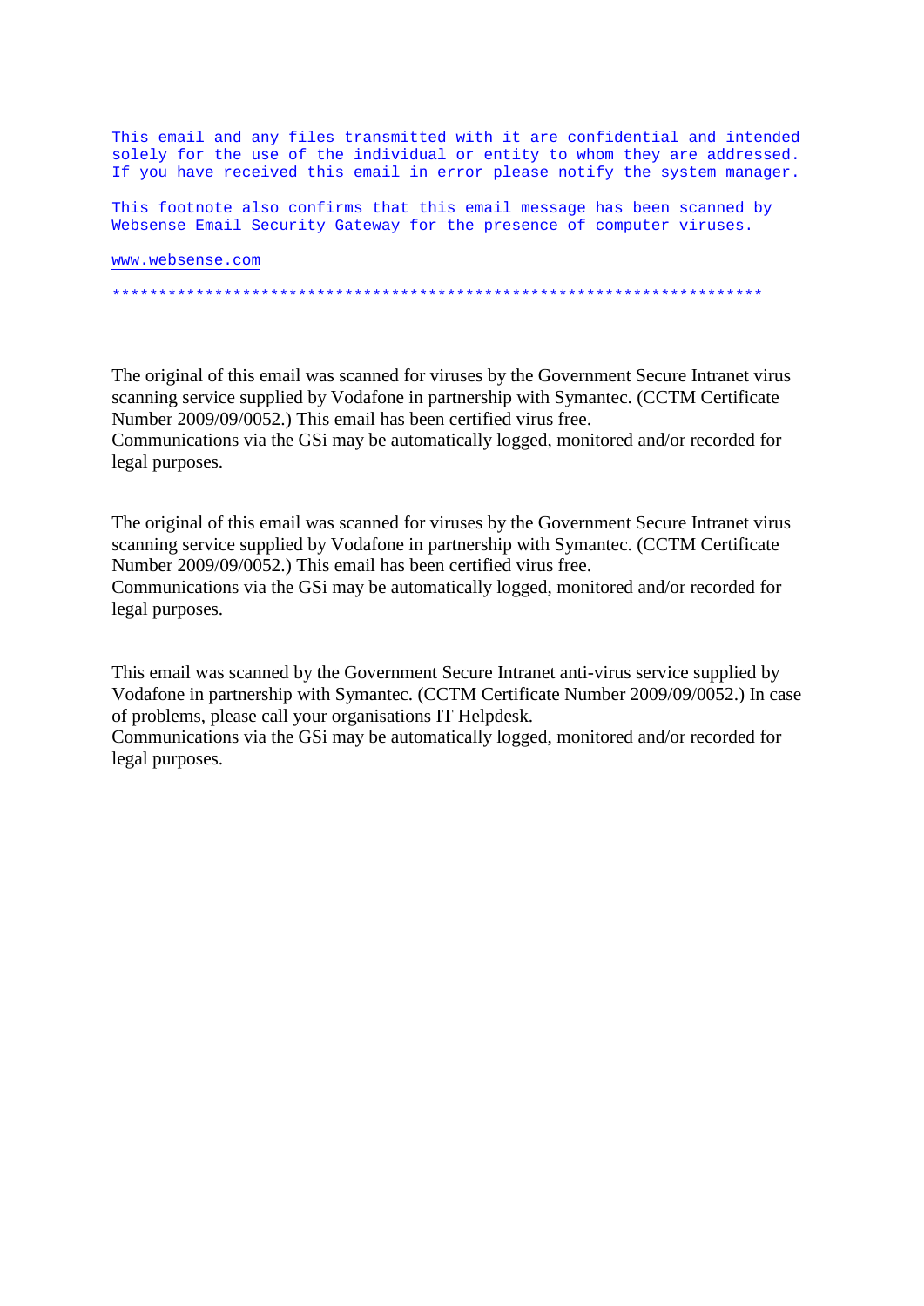This email and any files transmitted with it are confidential and intended solely for the use of the individual or entity to whom they are addressed. If you have received this email in error please notify the system manager.

This footnote also confirms that this email message has been scanned by Websense Email Security Gateway for the presence of computer viruses.

www.websense.com

**********************************************************************

The original of this email was scanned for viruses by the Government Secure Intranet virus scanning service supplied by Vodafone in partnership with Symantec. (CCTM Certificate Number 2009/09/0052.) This email has been certified virus free.
Communications via the GSi may be automatically logged, monitored and/or recorded for legal purposes.

The original of this email was scanned for viruses by the Government Secure Intranet virus scanning service supplied by Vodafone in partnership with Symantec. (CCTM Certificate Number 2009/09/0052.) This email has been certified virus free.
Communications via the GSi may be automatically logged, monitored and/or recorded for legal purposes.

This email was scanned by the Government Secure Intranet anti-virus service supplied by Vodafone in partnership with Symantec. (CCTM Certificate Number 2009/09/0052.) In case of problems, please call your organisations IT Helpdesk.
Communications via the GSi may be automatically logged, monitored and/or recorded for legal purposes.